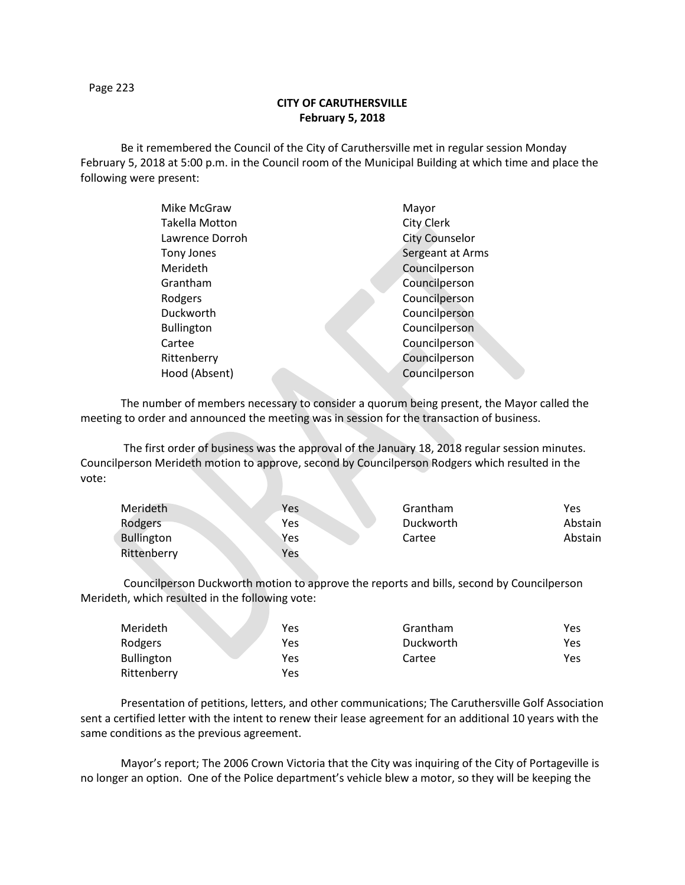## CITY OF CARUTHERSVILLE
**February 5, 2018**

Be it remembered the Council of the City of Caruthersville met in regular session Monday February 5, 2018 at 5:00 p.m. in the Council room of the Municipal Building at which time and place the following were present:

| | |
|---|---|
| Mike McGraw | Mayor |
| Takella Motton | City Clerk |
| Lawrence Dorroh | City Counselor |
| Tony Jones | Sergeant at Arms |
| Merideth | Councilperson |
| Grantham | Councilperson |
| Rodgers | Councilperson |
| Duckworth | Councilperson |
| Bullington | Councilperson |
| Cartee | Councilperson |
| Rittenberry | Councilperson |
| Hood (Absent) | Councilperson |

The number of members necessary to consider a quorum being present, the Mayor called the meeting to order and announced the meeting was in session for the transaction of business.

The first order of business was the approval of the January 18, 2018 regular session minutes. Councilperson Merideth motion to approve, second by Councilperson Rodgers which resulted in the vote:

| | | | |
|---|---|---|---|
| Merideth | Yes | Grantham | Yes |
| Rodgers | Yes | Duckworth | Abstain |
| Bullington | Yes | Cartee | Abstain |
| Rittenberry | Yes | | |

Councilperson Duckworth motion to approve the reports and bills, second by Councilperson Merideth, which resulted in the following vote:

| | | | |
|---|---|---|---|
| Merideth | Yes | Grantham | Yes |
| Rodgers | Yes | Duckworth | Yes |
| Bullington | Yes | Cartee | Yes |
| Rittenberry | Yes | | |

Presentation of petitions, letters, and other communications; The Caruthersville Golf Association sent a certified letter with the intent to renew their lease agreement for an additional 10 years with the same conditions as the previous agreement.

Mayor's report; The 2006 Crown Victoria that the City was inquiring of the City of Portageville is no longer an option. One of the Police department's vehicle blew a motor, so they will be keeping the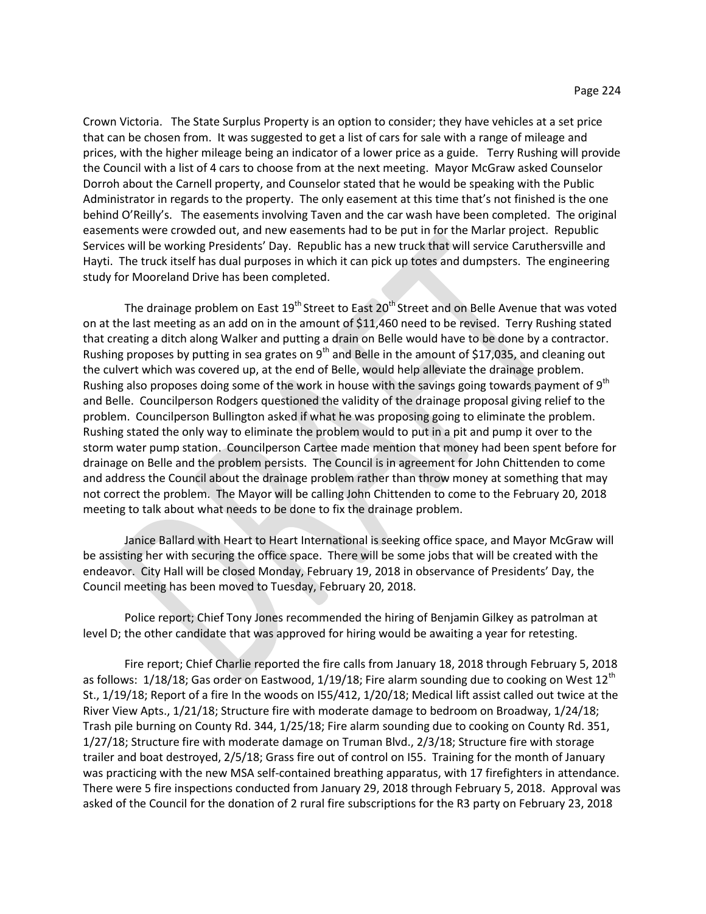Crown Victoria. The State Surplus Property is an option to consider; they have vehicles at a set price that can be chosen from. It was suggested to get a list of cars for sale with a range of mileage and prices, with the higher mileage being an indicator of a lower price as a guide. Terry Rushing will provide the Council with a list of 4 cars to choose from at the next meeting. Mayor McGraw asked Counselor Dorroh about the Carnell property, and Counselor stated that he would be speaking with the Public Administrator in regards to the property. The only easement at this time that's not finished is the one behind O'Reilly's. The easements involving Taven and the car wash have been completed. The original easements were crowded out, and new easements had to be put in for the Marlar project. Republic Services will be working Presidents' Day. Republic has a new truck that will service Caruthersville and Hayti. The truck itself has dual purposes in which it can pick up totes and dumpsters. The engineering study for Mooreland Drive has been completed.

The drainage problem on East 19th Street to East 20th Street and on Belle Avenue that was voted on at the last meeting as an add on in the amount of $11,460 need to be revised. Terry Rushing stated that creating a ditch along Walker and putting a drain on Belle would have to be done by a contractor. Rushing proposes by putting in sea grates on 9th and Belle in the amount of $17,035, and cleaning out the culvert which was covered up, at the end of Belle, would help alleviate the drainage problem. Rushing also proposes doing some of the work in house with the savings going towards payment of 9th and Belle. Councilperson Rodgers questioned the validity of the drainage proposal giving relief to the problem. Councilperson Bullington asked if what he was proposing going to eliminate the problem. Rushing stated the only way to eliminate the problem would to put in a pit and pump it over to the storm water pump station. Councilperson Cartee made mention that money had been spent before for drainage on Belle and the problem persists. The Council is in agreement for John Chittenden to come and address the Council about the drainage problem rather than throw money at something that may not correct the problem. The Mayor will be calling John Chittenden to come to the February 20, 2018 meeting to talk about what needs to be done to fix the drainage problem.

Janice Ballard with Heart to Heart International is seeking office space, and Mayor McGraw will be assisting her with securing the office space. There will be some jobs that will be created with the endeavor. City Hall will be closed Monday, February 19, 2018 in observance of Presidents' Day, the Council meeting has been moved to Tuesday, February 20, 2018.

Police report; Chief Tony Jones recommended the hiring of Benjamin Gilkey as patrolman at level D; the other candidate that was approved for hiring would be awaiting a year for retesting.

Fire report; Chief Charlie reported the fire calls from January 18, 2018 through February 5, 2018 as follows: 1/18/18; Gas order on Eastwood, 1/19/18; Fire alarm sounding due to cooking on West 12th St., 1/19/18; Report of a fire In the woods on I55/412, 1/20/18; Medical lift assist called out twice at the River View Apts., 1/21/18; Structure fire with moderate damage to bedroom on Broadway, 1/24/18; Trash pile burning on County Rd. 344, 1/25/18; Fire alarm sounding due to cooking on County Rd. 351, 1/27/18; Structure fire with moderate damage on Truman Blvd., 2/3/18; Structure fire with storage trailer and boat destroyed, 2/5/18; Grass fire out of control on I55. Training for the month of January was practicing with the new MSA self-contained breathing apparatus, with 17 firefighters in attendance. There were 5 fire inspections conducted from January 29, 2018 through February 5, 2018. Approval was asked of the Council for the donation of 2 rural fire subscriptions for the R3 party on February 23, 2018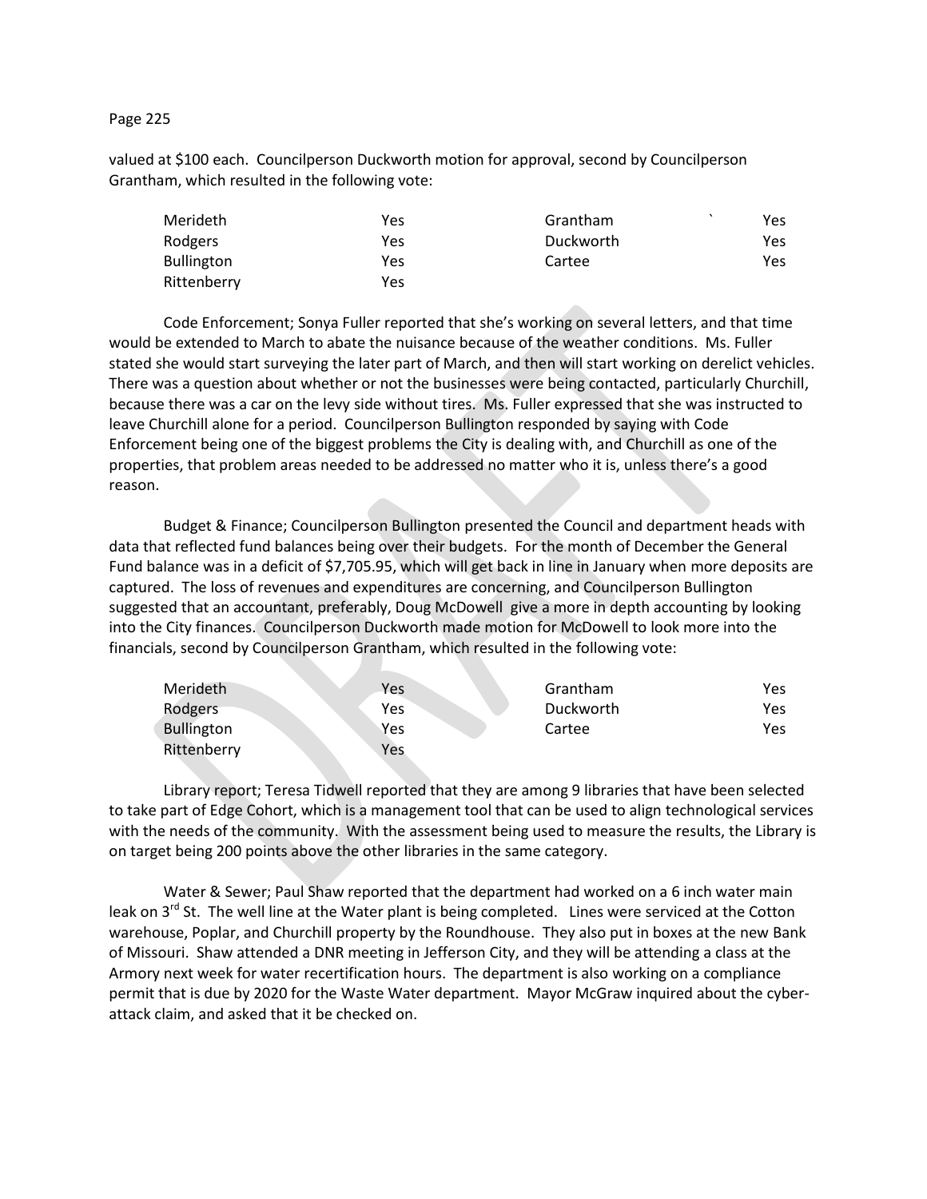valued at $100 each. Councilperson Duckworth motion for approval, second by Councilperson Grantham, which resulted in the following vote:

| | | | |
|---|---|---|---|
| Merideth | Yes | Grantham | Yes |
| Rodgers | Yes | Duckworth | Yes |
| Bullington | Yes | Cartee | Yes |
| Rittenberry | Yes | | |

Code Enforcement; Sonya Fuller reported that she's working on several letters, and that time would be extended to March to abate the nuisance because of the weather conditions. Ms. Fuller stated she would start surveying the later part of March, and then will start working on derelict vehicles. There was a question about whether or not the businesses were being contacted, particularly Churchill, because there was a car on the levy side without tires. Ms. Fuller expressed that she was instructed to leave Churchill alone for a period. Councilperson Bullington responded by saying with Code Enforcement being one of the biggest problems the City is dealing with, and Churchill as one of the properties, that problem areas needed to be addressed no matter who it is, unless there's a good reason.

Budget & Finance; Councilperson Bullington presented the Council and department heads with data that reflected fund balances being over their budgets. For the month of December the General Fund balance was in a deficit of $7,705.95, which will get back in line in January when more deposits are captured. The loss of revenues and expenditures are concerning, and Councilperson Bullington suggested that an accountant, preferably, Doug McDowell give a more in depth accounting by looking into the City finances. Councilperson Duckworth made motion for McDowell to look more into the financials, second by Councilperson Grantham, which resulted in the following vote:

| | | | |
|---|---|---|---|
| Merideth | Yes | Grantham | Yes |
| Rodgers | Yes | Duckworth | Yes |
| Bullington | Yes | Cartee | Yes |
| Rittenberry | Yes | | |

Library report; Teresa Tidwell reported that they are among 9 libraries that have been selected to take part of Edge Cohort, which is a management tool that can be used to align technological services with the needs of the community. With the assessment being used to measure the results, the Library is on target being 200 points above the other libraries in the same category.

Water & Sewer; Paul Shaw reported that the department had worked on a 6 inch water main leak on 3rd St. The well line at the Water plant is being completed. Lines were serviced at the Cotton warehouse, Poplar, and Churchill property by the Roundhouse. They also put in boxes at the new Bank of Missouri. Shaw attended a DNR meeting in Jefferson City, and they will be attending a class at the Armory next week for water recertification hours. The department is also working on a compliance permit that is due by 2020 for the Waste Water department. Mayor McGraw inquired about the cyber-attack claim, and asked that it be checked on.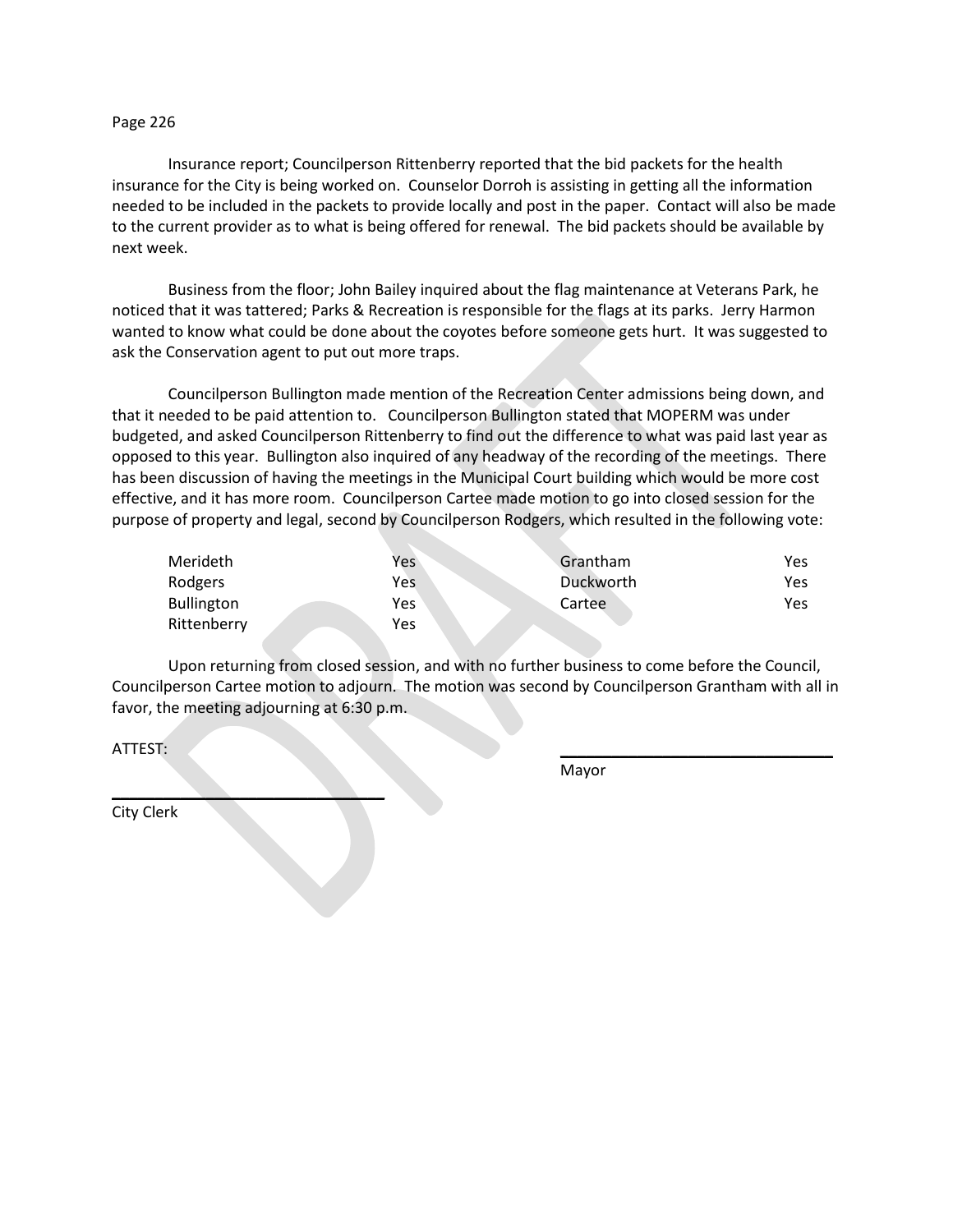Insurance report; Councilperson Rittenberry reported that the bid packets for the health insurance for the City is being worked on. Counselor Dorroh is assisting in getting all the information needed to be included in the packets to provide locally and post in the paper. Contact will also be made to the current provider as to what is being offered for renewal. The bid packets should be available by next week.

Business from the floor; John Bailey inquired about the flag maintenance at Veterans Park, he noticed that it was tattered; Parks & Recreation is responsible for the flags at its parks. Jerry Harmon wanted to know what could be done about the coyotes before someone gets hurt. It was suggested to ask the Conservation agent to put out more traps.

Councilperson Bullington made mention of the Recreation Center admissions being down, and that it needed to be paid attention to. Councilperson Bullington stated that MOPERM was under budgeted, and asked Councilperson Rittenberry to find out the difference to what was paid last year as opposed to this year. Bullington also inquired of any headway of the recording of the meetings. There has been discussion of having the meetings in the Municipal Court building which would be more cost effective, and it has more room. Councilperson Cartee made motion to go into closed session for the purpose of property and legal, second by Councilperson Rodgers, which resulted in the following vote:

| | | | |
|---|---|---|---|
| Merideth | Yes | Grantham | Yes |
| Rodgers | Yes | Duckworth | Yes |
| Bullington | Yes | Cartee | Yes |
| Rittenberry | Yes | | |

Upon returning from closed session, and with no further business to come before the Council, Councilperson Cartee motion to adjourn. The motion was second by Councilperson Grantham with all in favor, the meeting adjourning at 6:30 p.m.

ATTEST:

\_\_\_\_\_\_\_\_\_\_\_\_\_\_\_\_\_\_\_\_\_\_\_\_\_\_\_\_\_\_
Mayor

\_\_\_\_\_\_\_\_\_\_\_\_\_\_\_\_\_\_\_\_\_\_\_\_\_\_\_\_\_\_
City Clerk